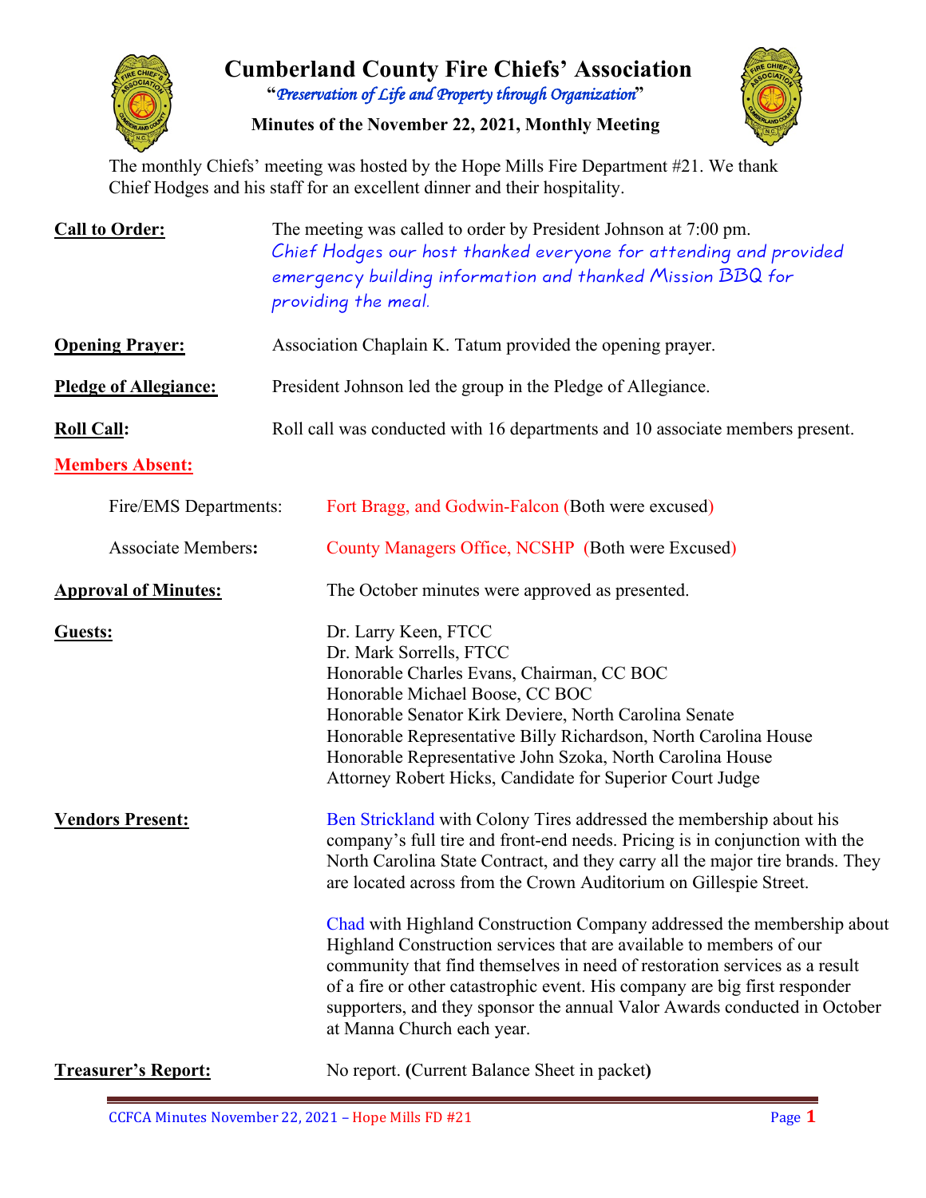# Cumberland County Fire Chiefs' Association

**"*Preservation of Life and Property through Organization*"**

**Minutes of the November 22, 2021, Monthly Meeting**

The monthly Chiefs' meeting was hosted by the Hope Mills Fire Department #21. We thank Chief Hodges and his staff for an excellent dinner and their hospitality.

**Call to Order:** The meeting was called to order by President Johnson at 7:00 pm. Chief Hodges our host thanked everyone for attending and provided emergency building information and thanked Mission BBQ for providing the meal.

**Opening Prayer:** Association Chaplain K. Tatum provided the opening prayer.

**Pledge of Allegiance:** President Johnson led the group in the Pledge of Allegiance.

**Roll Call:** Roll call was conducted with 16 departments and 10 associate members present.

**Members Absent:**

Fire/EMS Departments: Fort Bragg, and Godwin-Falcon (Both were excused)

Associate Members**:** County Managers Office, NCSHP (Both were Excused)

**Approval of Minutes:** The October minutes were approved as presented.

**Guests:**

Dr. Larry Keen, FTCC
Dr. Mark Sorrells, FTCC
Honorable Charles Evans, Chairman, CC BOC
Honorable Michael Boose, CC BOC
Honorable Senator Kirk Deviere, North Carolina Senate
Honorable Representative Billy Richardson, North Carolina House
Honorable Representative John Szoka, North Carolina House
Attorney Robert Hicks, Candidate for Superior Court Judge

**Vendors Present:**

Ben Strickland with Colony Tires addressed the membership about his company's full tire and front-end needs. Pricing is in conjunction with the North Carolina State Contract, and they carry all the major tire brands. They are located across from the Crown Auditorium on Gillespie Street.

Chad with Highland Construction Company addressed the membership about Highland Construction services that are available to members of our community that find themselves in need of restoration services as a result of a fire or other catastrophic event. His company are big first responder supporters, and they sponsor the annual Valor Awards conducted in October at Manna Church each year.

**Treasurer's Report:** No report. **(**Current Balance Sheet in packet**)**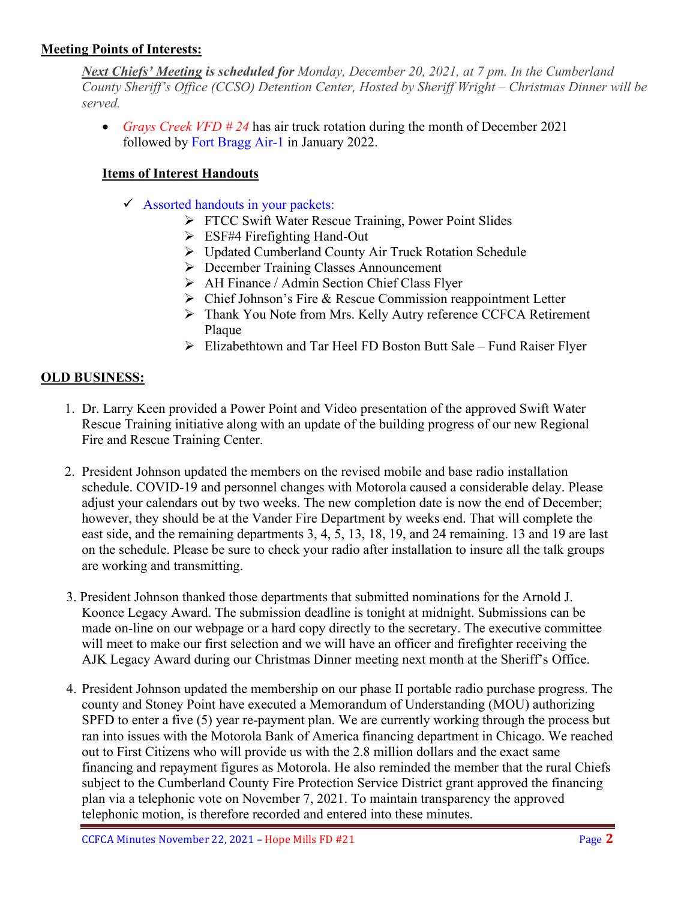**Meeting Points of Interests:**

***Next Chiefs' Meeting* is scheduled for** *Monday, December 20, 2021, at 7 pm. In the Cumberland County Sheriff's Office (CCSO) Detention Center, Hosted by Sheriff Wright – Christmas Dinner will be served.*

- *Grays Creek VFD # 24* has air truck rotation during the month of December 2021 followed by Fort Bragg Air-1 in January 2022.

**Items of Interest Handouts**

- ✓ Assorted handouts in your packets:
  - ➢ FTCC Swift Water Rescue Training, Power Point Slides
  - ➢ ESF#4 Firefighting Hand-Out
  - ➢ Updated Cumberland County Air Truck Rotation Schedule
  - ➢ December Training Classes Announcement
  - ➢ AH Finance / Admin Section Chief Class Flyer
  - ➢ Chief Johnson's Fire & Rescue Commission reappointment Letter
  - ➢ Thank You Note from Mrs. Kelly Autry reference CCFCA Retirement Plaque
  - ➢ Elizabethtown and Tar Heel FD Boston Butt Sale – Fund Raiser Flyer

**OLD BUSINESS:**

1. Dr. Larry Keen provided a Power Point and Video presentation of the approved Swift Water Rescue Training initiative along with an update of the building progress of our new Regional Fire and Rescue Training Center.

2. President Johnson updated the members on the revised mobile and base radio installation schedule. COVID-19 and personnel changes with Motorola caused a considerable delay. Please adjust your calendars out by two weeks. The new completion date is now the end of December; however, they should be at the Vander Fire Department by weeks end. That will complete the east side, and the remaining departments 3, 4, 5, 13, 18, 19, and 24 remaining. 13 and 19 are last on the schedule. Please be sure to check your radio after installation to insure all the talk groups are working and transmitting.

3. President Johnson thanked those departments that submitted nominations for the Arnold J. Koonce Legacy Award. The submission deadline is tonight at midnight. Submissions can be made on-line on our webpage or a hard copy directly to the secretary. The executive committee will meet to make our first selection and we will have an officer and firefighter receiving the AJK Legacy Award during our Christmas Dinner meeting next month at the Sheriff's Office.

4. President Johnson updated the membership on our phase II portable radio purchase progress. The county and Stoney Point have executed a Memorandum of Understanding (MOU) authorizing SPFD to enter a five (5) year re-payment plan. We are currently working through the process but ran into issues with the Motorola Bank of America financing department in Chicago. We reached out to First Citizens who will provide us with the 2.8 million dollars and the exact same financing and repayment figures as Motorola. He also reminded the member that the rural Chiefs subject to the Cumberland County Fire Protection Service District grant approved the financing plan via a telephonic vote on November 7, 2021. To maintain transparency the approved telephonic motion, is therefore recorded and entered into these minutes.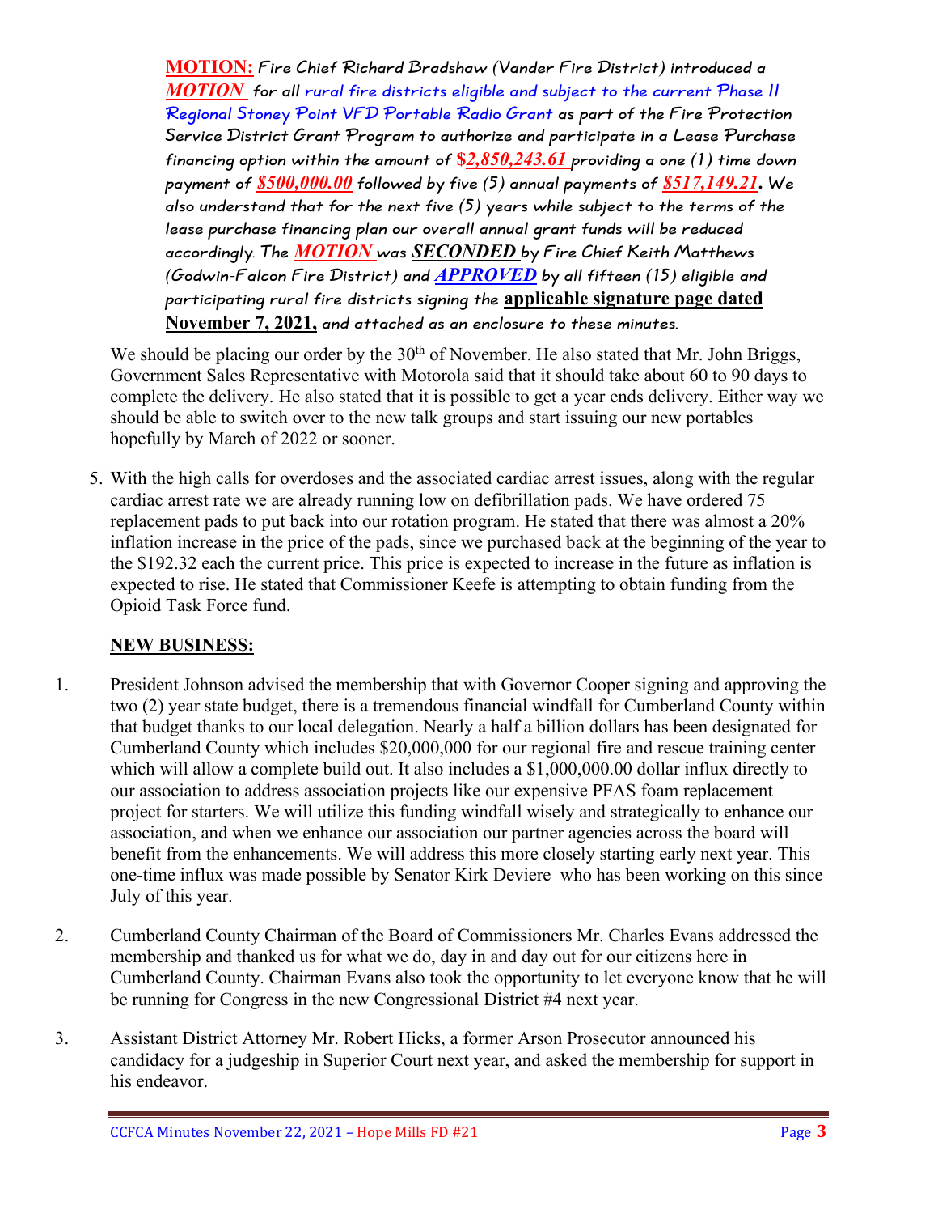**MOTION:** *Fire Chief Richard Bradshaw (Vander Fire District) introduced a **MOTION** for all rural fire districts eligible and subject to the current Phase II Regional Stoney Point VFD Portable Radio Grant as part of the Fire Protection Service District Grant Program to authorize and participate in a Lease Purchase financing option within the amount of **$2,850,243.61** providing a one (1) time down payment of **$500,000.00** followed by five (5) annual payments of **$517,149.21**. We also understand that for the next five (5) years while subject to the terms of the lease purchase financing plan our overall annual grant funds will be reduced accordingly. The **MOTION** was **SECONDED** by Fire Chief Keith Matthews (Godwin-Falcon Fire District) and **APPROVED** by all fifteen (15) eligible and participating rural fire districts signing the **applicable signature page dated November 7, 2021,** and attached as an enclosure to these minutes.*

We should be placing our order by the 30th of November. He also stated that Mr. John Briggs, Government Sales Representative with Motorola said that it should take about 60 to 90 days to complete the delivery. He also stated that it is possible to get a year ends delivery. Either way we should be able to switch over to the new talk groups and start issuing our new portables hopefully by March of 2022 or sooner.

5. With the high calls for overdoses and the associated cardiac arrest issues, along with the regular cardiac arrest rate we are already running low on defibrillation pads. We have ordered 75 replacement pads to put back into our rotation program. He stated that there was almost a 20% inflation increase in the price of the pads, since we purchased back at the beginning of the year to the $192.32 each the current price. This price is expected to increase in the future as inflation is expected to rise. He stated that Commissioner Keefe is attempting to obtain funding from the Opioid Task Force fund.

## NEW BUSINESS:

1. President Johnson advised the membership that with Governor Cooper signing and approving the two (2) year state budget, there is a tremendous financial windfall for Cumberland County within that budget thanks to our local delegation. Nearly a half a billion dollars has been designated for Cumberland County which includes $20,000,000 for our regional fire and rescue training center which will allow a complete build out. It also includes a $1,000,000.00 dollar influx directly to our association to address association projects like our expensive PFAS foam replacement project for starters. We will utilize this funding windfall wisely and strategically to enhance our association, and when we enhance our association our partner agencies across the board will benefit from the enhancements. We will address this more closely starting early next year. This one-time influx was made possible by Senator Kirk Deviere who has been working on this since July of this year.

2. Cumberland County Chairman of the Board of Commissioners Mr. Charles Evans addressed the membership and thanked us for what we do, day in and day out for our citizens here in Cumberland County. Chairman Evans also took the opportunity to let everyone know that he will be running for Congress in the new Congressional District #4 next year.

3. Assistant District Attorney Mr. Robert Hicks, a former Arson Prosecutor announced his candidacy for a judgeship in Superior Court next year, and asked the membership for support in his endeavor.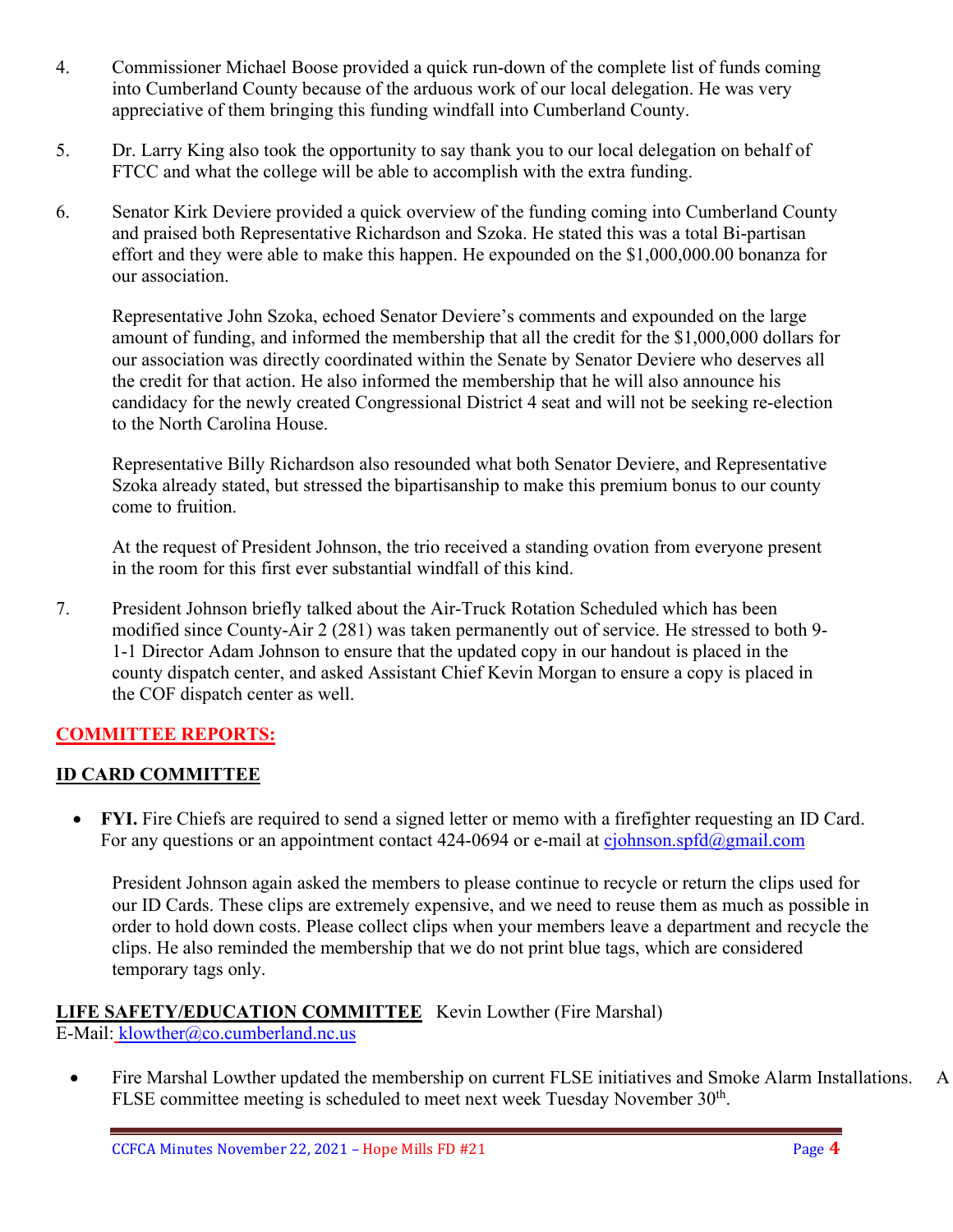4. Commissioner Michael Boose provided a quick run-down of the complete list of funds coming into Cumberland County because of the arduous work of our local delegation. He was very appreciative of them bringing this funding windfall into Cumberland County.

5. Dr. Larry King also took the opportunity to say thank you to our local delegation on behalf of FTCC and what the college will be able to accomplish with the extra funding.

6. Senator Kirk Deviere provided a quick overview of the funding coming into Cumberland County and praised both Representative Richardson and Szoka. He stated this was a total Bi-partisan effort and they were able to make this happen. He expounded on the $1,000,000.00 bonanza for our association.

   Representative John Szoka, echoed Senator Deviere's comments and expounded on the large amount of funding, and informed the membership that all the credit for the $1,000,000 dollars for our association was directly coordinated within the Senate by Senator Deviere who deserves all the credit for that action. He also informed the membership that he will also announce his candidacy for the newly created Congressional District 4 seat and will not be seeking re-election to the North Carolina House.

   Representative Billy Richardson also resounded what both Senator Deviere, and Representative Szoka already stated, but stressed the bipartisanship to make this premium bonus to our county come to fruition.

   At the request of President Johnson, the trio received a standing ovation from everyone present in the room for this first ever substantial windfall of this kind.

7. President Johnson briefly talked about the Air-Truck Rotation Scheduled which has been modified since County-Air 2 (281) was taken permanently out of service. He stressed to both 9-1-1 Director Adam Johnson to ensure that the updated copy in our handout is placed in the county dispatch center, and asked Assistant Chief Kevin Morgan to ensure a copy is placed in the COF dispatch center as well.

## COMMITTEE REPORTS:

### ID CARD COMMITTEE

- **FYI.** Fire Chiefs are required to send a signed letter or memo with a firefighter requesting an ID Card. For any questions or an appointment contact 424-0694 or e-mail at cjohnson.spfd@gmail.com

  President Johnson again asked the members to please continue to recycle or return the clips used for our ID Cards. These clips are extremely expensive, and we need to reuse them as much as possible in order to hold down costs. Please collect clips when your members leave a department and recycle the clips. He also reminded the membership that we do not print blue tags, which are considered temporary tags only.

### LIFE SAFETY/EDUCATION COMMITTEE Kevin Lowther (Fire Marshal)

E-Mail: klowther@co.cumberland.nc.us

- Fire Marshal Lowther updated the membership on current FLSE initiatives and Smoke Alarm Installations. A FLSE committee meeting is scheduled to meet next week Tuesday November 30th.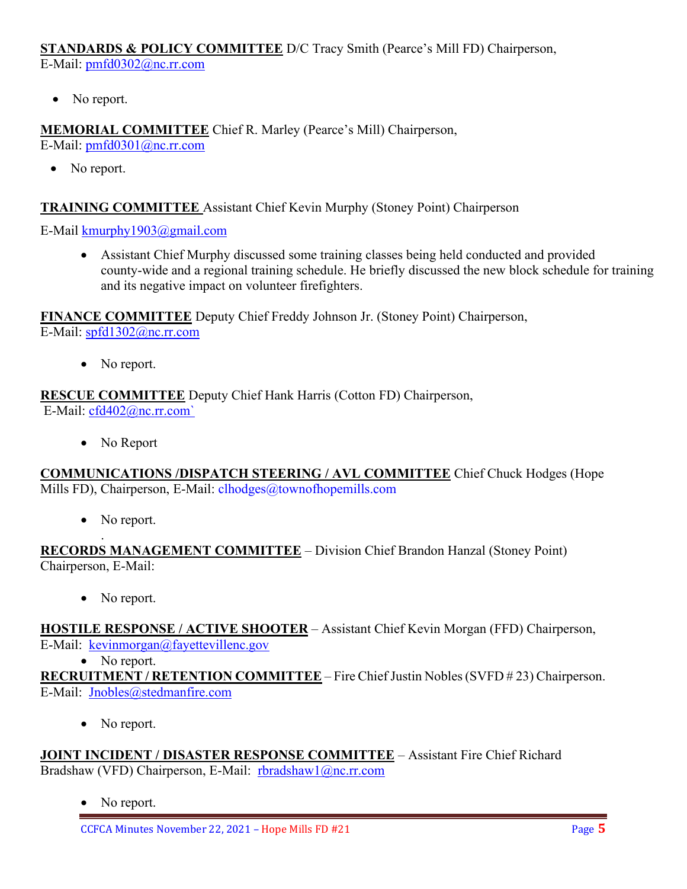**STANDARDS & POLICY COMMITTEE** D/C Tracy Smith (Pearce's Mill FD) Chairperson, E-Mail: pmfd0302@nc.rr.com

- No report.

**MEMORIAL COMMITTEE** Chief R. Marley (Pearce's Mill) Chairperson, E-Mail: pmfd0301@nc.rr.com

- No report.

**TRAINING COMMITTEE** Assistant Chief Kevin Murphy (Stoney Point) Chairperson

E-Mail kmurphy1903@gmail.com

- Assistant Chief Murphy discussed some training classes being held conducted and provided county-wide and a regional training schedule. He briefly discussed the new block schedule for training and its negative impact on volunteer firefighters.

**FINANCE COMMITTEE** Deputy Chief Freddy Johnson Jr. (Stoney Point) Chairperson, E-Mail: spfd1302@nc.rr.com

- No report.

**RESCUE COMMITTEE** Deputy Chief Hank Harris (Cotton FD) Chairperson, E-Mail: cfd402@nc.rr.com`

- No Report

**COMMUNICATIONS /DISPATCH STEERING / AVL COMMITTEE** Chief Chuck Hodges (Hope Mills FD), Chairperson, E-Mail: clhodges@townofhopemills.com

- No report.

.

**RECORDS MANAGEMENT COMMITTEE** – Division Chief Brandon Hanzal (Stoney Point) Chairperson, E-Mail:

- No report.

**HOSTILE RESPONSE / ACTIVE SHOOTER** – Assistant Chief Kevin Morgan (FFD) Chairperson, E-Mail: kevinmorgan@fayettevillenc.gov

- No report.

**RECRUITMENT / RETENTION COMMITTEE** – Fire Chief Justin Nobles (SVFD # 23) Chairperson. E-Mail: Jnobles@stedmanfire.com

- No report.

**JOINT INCIDENT / DISASTER RESPONSE COMMITTEE** – Assistant Fire Chief Richard Bradshaw (VFD) Chairperson, E-Mail: rbradshaw1@nc.rr.com

- No report.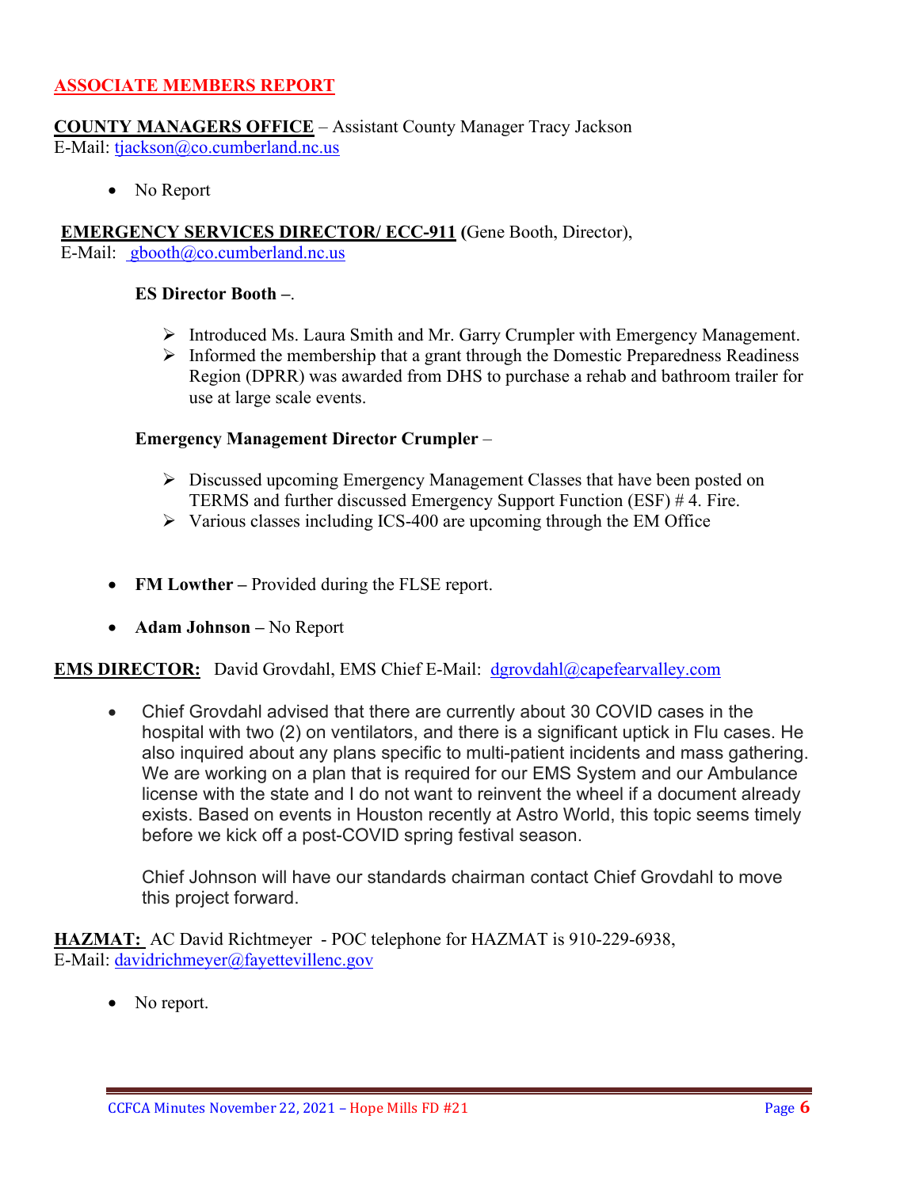## ASSOCIATE MEMBERS REPORT

**COUNTY MANAGERS OFFICE** – Assistant County Manager Tracy Jackson
E-Mail: tjackson@co.cumberland.nc.us

- No Report

**EMERGENCY SERVICES DIRECTOR/ ECC-911 (**Gene Booth, Director),
E-Mail: gbooth@co.cumberland.nc.us

**ES Director Booth –**.

- Introduced Ms. Laura Smith and Mr. Garry Crumpler with Emergency Management.
- Informed the membership that a grant through the Domestic Preparedness Readiness Region (DPRR) was awarded from DHS to purchase a rehab and bathroom trailer for use at large scale events.

**Emergency Management Director Crumpler** –

- Discussed upcoming Emergency Management Classes that have been posted on TERMS and further discussed Emergency Support Function (ESF) # 4. Fire.
- Various classes including ICS-400 are upcoming through the EM Office

- **FM Lowther –** Provided during the FLSE report.
- **Adam Johnson –** No Report

**EMS DIRECTOR:** David Grovdahl, EMS Chief E-Mail: dgrovdahl@capefearvalley.com

- Chief Grovdahl advised that there are currently about 30 COVID cases in the hospital with two (2) on ventilators, and there is a significant uptick in Flu cases. He also inquired about any plans specific to multi-patient incidents and mass gathering. We are working on a plan that is required for our EMS System and our Ambulance license with the state and I do not want to reinvent the wheel if a document already exists. Based on events in Houston recently at Astro World, this topic seems timely before we kick off a post-COVID spring festival season.

  Chief Johnson will have our standards chairman contact Chief Grovdahl to move this project forward.

**HAZMAT:** AC David Richtmeyer - POC telephone for HAZMAT is 910-229-6938,
E-Mail: davidrichmeyer@fayettevillenc.gov

- No report.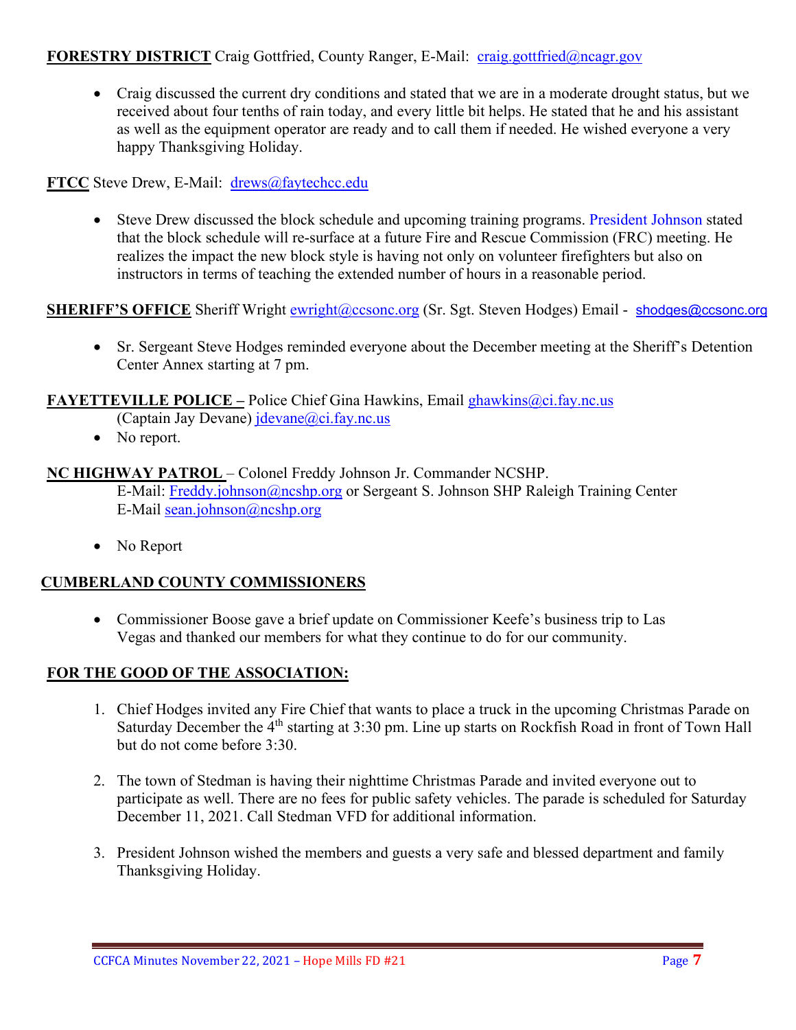**FORESTRY DISTRICT** Craig Gottfried, County Ranger, E-Mail: craig.gottfried@ncagr.gov

- Craig discussed the current dry conditions and stated that we are in a moderate drought status, but we received about four tenths of rain today, and every little bit helps. He stated that he and his assistant as well as the equipment operator are ready and to call them if needed. He wished everyone a very happy Thanksgiving Holiday.

**FTCC** Steve Drew, E-Mail: drews@faytechcc.edu

- Steve Drew discussed the block schedule and upcoming training programs. President Johnson stated that the block schedule will re-surface at a future Fire and Rescue Commission (FRC) meeting. He realizes the impact the new block style is having not only on volunteer firefighters but also on instructors in terms of teaching the extended number of hours in a reasonable period.

**SHERIFF'S OFFICE** Sheriff Wright ewright@ccsonc.org (Sr. Sgt. Steven Hodges) Email - shodges@ccsonc.org

- Sr. Sergeant Steve Hodges reminded everyone about the December meeting at the Sheriff's Detention Center Annex starting at 7 pm.

**FAYETTEVILLE POLICE –** Police Chief Gina Hawkins, Email ghawkins@ci.fay.nc.us
(Captain Jay Devane) jdevane@ci.fay.nc.us

- No report.

**NC HIGHWAY PATROL** – Colonel Freddy Johnson Jr. Commander NCSHP.
E-Mail: Freddy.johnson@ncshp.org or Sergeant S. Johnson SHP Raleigh Training Center
E-Mail sean.johnson@ncshp.org

- No Report

**CUMBERLAND COUNTY COMMISSIONERS**

- Commissioner Boose gave a brief update on Commissioner Keefe's business trip to Las Vegas and thanked our members for what they continue to do for our community.

**FOR THE GOOD OF THE ASSOCIATION:**

1. Chief Hodges invited any Fire Chief that wants to place a truck in the upcoming Christmas Parade on Saturday December the 4th starting at 3:30 pm. Line up starts on Rockfish Road in front of Town Hall but do not come before 3:30.

2. The town of Stedman is having their nighttime Christmas Parade and invited everyone out to participate as well. There are no fees for public safety vehicles. The parade is scheduled for Saturday December 11, 2021. Call Stedman VFD for additional information.

3. President Johnson wished the members and guests a very safe and blessed department and family Thanksgiving Holiday.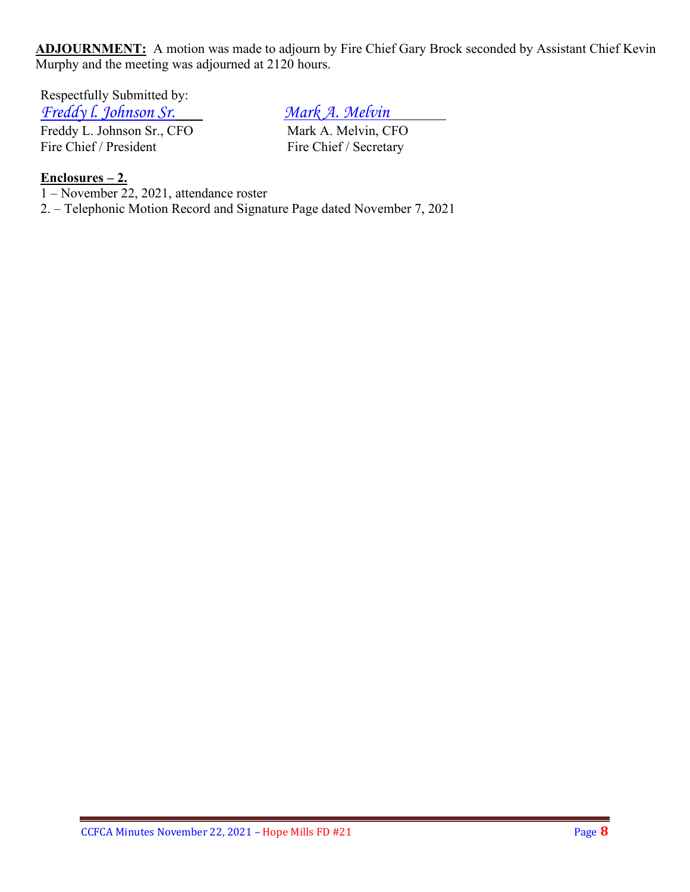**ADJOURNMENT:** A motion was made to adjourn by Fire Chief Gary Brock seconded by Assistant Chief Kevin Murphy and the meeting was adjourned at 2120 hours.

Respectfully Submitted by:

| *Freddy l. Johnson Sr.* | *Mark A. Melvin* |
|---|---|
| Freddy L. Johnson Sr., CFO | Mark A. Melvin, CFO |
| Fire Chief / President | Fire Chief / Secretary |

**Enclosures – 2.**

1 – November 22, 2021, attendance roster

2. – Telephonic Motion Record and Signature Page dated November 7, 2021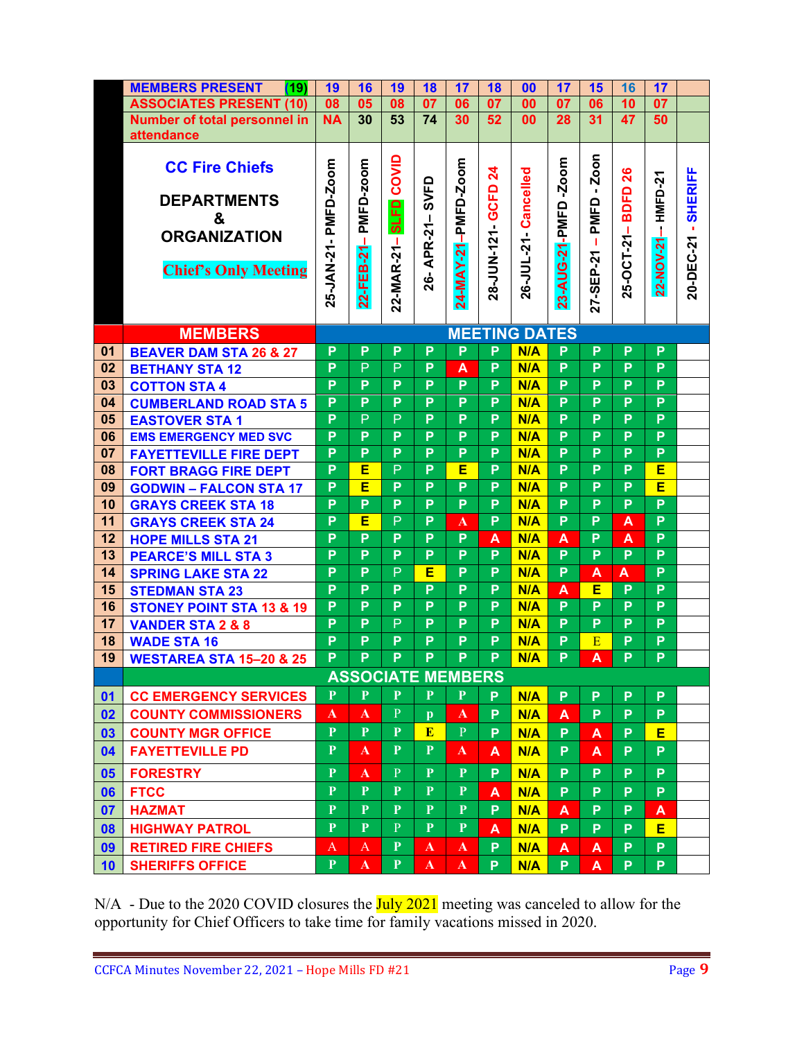| | | 25-JAN-21- PMFD-Zoom | 22-FEB-21– PMFD-zoom | 22-MAR-21– SLFD COVID | 26- APR-21– SVFD | 24-MAY-21–PMFD-Zoom | 28-JUN-121- GCFD 24 | 26-JUL-21- Cancelled | 23-AUG-21-PMFD -Zoom | 27-SEP-21 – PMFD - Zoon | 25-OCT-21– BDFD 26 | 22-NOV-21-- HMFD-21 | 20-DEC-21 - SHERIFF |
|---|---|---|---|---|---|---|---|---|---|---|---|---|---|
| | MEMBERS PRESENT (19) | 19 | 16 | 19 | 18 | 17 | 18 | 00 | 17 | 15 | 16 | 17 | |
| | ASSOCIATES PRESENT (10) | 08 | 05 | 08 | 07 | 06 | 07 | 00 | 07 | 06 | 10 | 07 | |
| | Number of total personnel in attendance | NA | 30 | 53 | 74 | 30 | 52 | 00 | 28 | 31 | 47 | 50 | |
| | **CC Fire Chiefs** **DEPARTMENTS & ORGANIZATION** Chief's Only Meeting | | | | | | | | | | | | |
| | **MEMBERS** | **MEETING DATES** | | | | | | | | | | | |
| 01 | BEAVER DAM STA 26 & 27 | P | P | P | P | P | P | N/A | P | P | P | P | |
| 02 | BETHANY STA 12 | P | P | P | P | A | P | N/A | P | P | P | P | |
| 03 | COTTON STA 4 | P | P | P | P | P | P | N/A | P | P | P | P | |
| 04 | CUMBERLAND ROAD STA 5 | P | P | P | P | P | P | N/A | P | P | P | P | |
| 05 | EASTOVER STA 1 | P | P | P | P | P | P | N/A | P | P | P | P | |
| 06 | EMS EMERGENCY MED SVC | P | P | P | P | P | P | N/A | P | P | P | P | |
| 07 | FAYETTEVILLE FIRE DEPT | P | P | P | P | P | P | N/A | P | P | P | P | |
| 08 | FORT BRAGG FIRE DEPT | P | E | P | P | E | P | N/A | P | P | P | E | |
| 09 | GODWIN – FALCON STA 17 | P | E | P | P | P | P | N/A | P | P | P | E | |
| 10 | GRAYS CREEK STA 18 | P | P | P | P | P | P | N/A | P | P | P | P | |
| 11 | GRAYS CREEK STA 24 | P | E | P | P | A | P | N/A | P | P | A | P | |
| 12 | HOPE MILLS STA 21 | P | P | P | P | P | A | N/A | A | P | A | P | |
| 13 | PEARCE'S MILL STA 3 | P | P | P | P | P | P | N/A | P | P | P | P | |
| 14 | SPRING LAKE STA 22 | P | P | P | E | P | P | N/A | P | A | A | P | |
| 15 | STEDMAN STA 23 | P | P | P | P | P | P | N/A | A | E | P | P | |
| 16 | STONEY POINT STA 13 & 19 | P | P | P | P | P | P | N/A | P | P | P | P | |
| 17 | VANDER STA 2 & 8 | P | P | P | P | P | P | N/A | P | P | P | P | |
| 18 | WADE STA 16 | P | P | P | P | P | P | N/A | P | E | P | P | |
| 19 | WESTAREA STA 15–20 & 25 | P | P | P | P | P | P | N/A | P | A | P | P | |
| | **ASSOCIATE MEMBERS** | | | | | | | | | | | | |
| 01 | CC EMERGENCY SERVICES | P | P | P | P | P | P | N/A | P | P | P | P | |
| 02 | COUNTY COMMISSIONERS | A | A | P | p | A | P | N/A | A | P | P | P | |
| 03 | COUNTY MGR OFFICE | P | P | P | E | P | P | N/A | P | A | P | E | |
| 04 | FAYETTEVILLE PD | P | A | P | P | A | A | N/A | P | A | P | P | |
| 05 | FORESTRY | P | A | P | P | P | P | N/A | P | P | P | P | |
| 06 | FTCC | P | P | P | P | P | A | N/A | P | P | P | P | |
| 07 | HAZMAT | P | P | P | P | P | P | N/A | A | P | P | A | |
| 08 | HIGHWAY PATROL | P | P | P | P | P | A | N/A | P | P | P | E | |
| 09 | RETIRED FIRE CHIEFS | A | A | P | A | A | P | N/A | A | A | P | P | |
| 10 | SHERIFFS OFFICE | P | A | P | A | A | P | N/A | P | A | P | P | |

N/A - Due to the 2020 COVID closures the July 2021 meeting was canceled to allow for the opportunity for Chief Officers to take time for family vacations missed in 2020.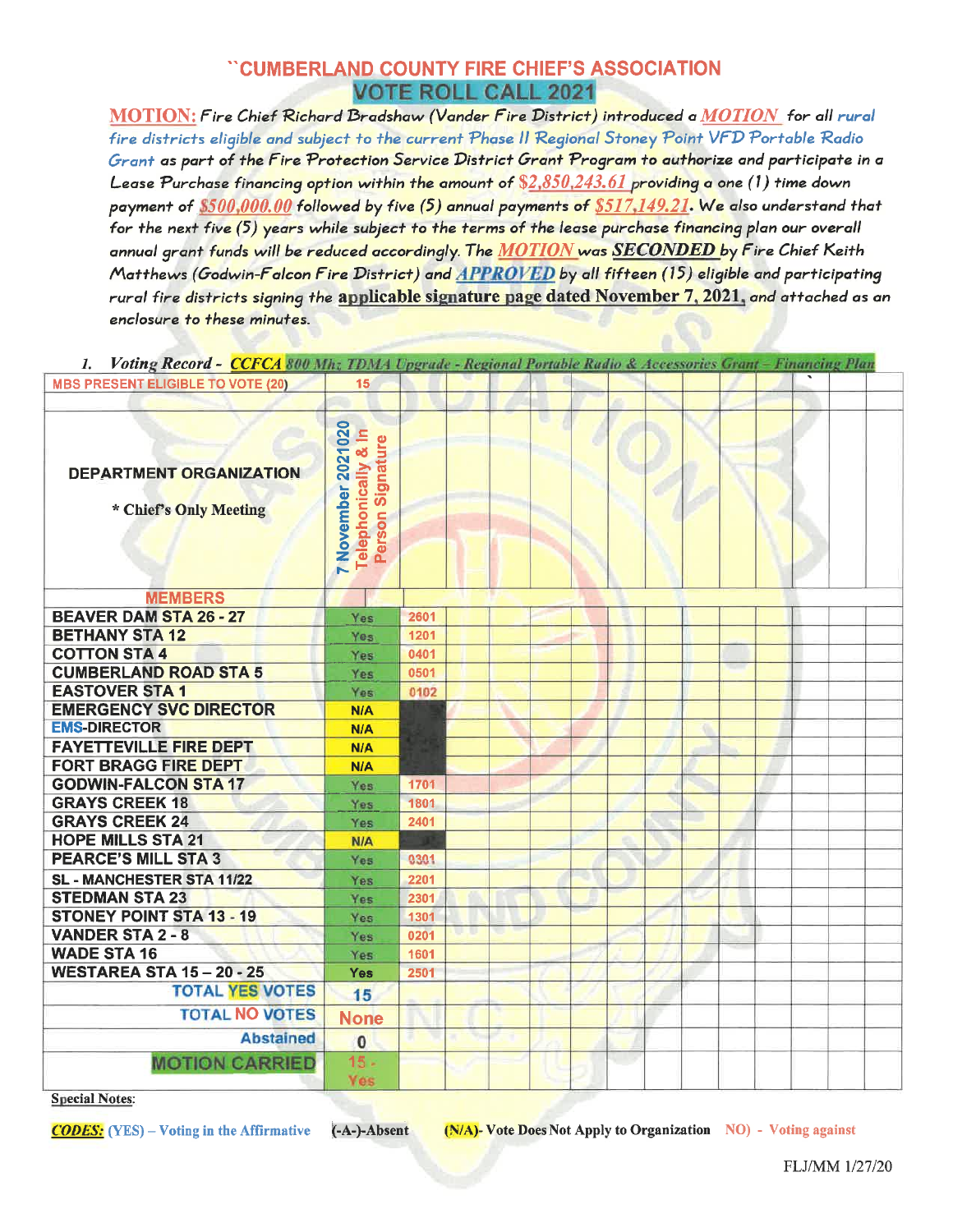# ``CUMBERLAND COUNTY FIRE CHIEF'S ASSOCIATION

## VOTE ROLL CALL 2021

**MOTION:** *Fire Chief Richard Bradshaw (Vander Fire District) introduced a* ***MOTION*** *for all rural fire districts eligible and subject to the current Phase II Regional Stoney Point VFD Portable Radio Grant as part of the Fire Protection Service District Grant Program to authorize and participate in a Lease Purchase financing option within the amount of* ***$2,850,243.61*** *providing a one (1) time down payment of* ***$500,000.00*** *followed by five (5) annual payments of* ***$517,149.21****. We also understand that for the next five (5) years while subject to the terms of the lease purchase financing plan our overall annual grant funds will be reduced accordingly. The* ***MOTION*** *was* ***SECONDED*** *by Fire Chief Keith Matthews (Godwin-Falcon Fire District) and* ***APPROVED*** *by all fifteen (15) eligible and participating rural fire districts signing the* **applicable signature page dated November 7, 2021,** *and attached as an enclosure to these minutes.*

1. ***Voting Record - CCFCA 800 Mhz TDMA Upgrade - Regional Portable Radio & Accessories Grant - Financing Plan***

| MBS PRESENT ELIGIBLE TO VOTE (20) | 15 | |
|---|---|---|
| **DEPARTMENT ORGANIZATION**<br><br>* **Chief's Only Meeting** | 7 November 2021020 Telephonically & In Person Signature | |
| **MEMBERS** | | |
| BEAVER DAM STA 26 - 27 | Yes | 2601 |
| BETHANY STA 12 | Yes | 1201 |
| COTTON STA 4 | Yes | 0401 |
| CUMBERLAND ROAD STA 5 | Yes | 0501 |
| EASTOVER STA 1 | Yes | 0102 |
| EMERGENCY SVC DIRECTOR | N/A | |
| EMS-DIRECTOR | N/A | |
| FAYETTEVILLE FIRE DEPT | N/A | |
| FORT BRAGG FIRE DEPT | N/A | |
| GODWIN-FALCON STA 17 | Yes | 1701 |
| GRAYS CREEK 18 | Yes | 1801 |
| GRAYS CREEK 24 | Yes | 2401 |
| HOPE MILLS STA 21 | N/A | |
| PEARCE'S MILL STA 3 | Yes | 0301 |
| SL - MANCHESTER STA 11/22 | Yes | 2201 |
| STEDMAN STA 23 | Yes | 2301 |
| STONEY POINT STA 13 - 19 | Yes | 1301 |
| VANDER STA 2 - 8 | Yes | 0201 |
| WADE STA 16 | Yes | 1601 |
| WESTAREA STA 15 – 20 - 25 | Yes | 2501 |
| TOTAL YES VOTES | 15 | |
| TOTAL NO VOTES | None | |
| Abstained | 0 | |
| MOTION CARRIED | 15 - Yes | |

**Special Notes**:

***CODES:*** (YES) – Voting in the Affirmative (-A-)-Absent (N/A)- Vote Does Not Apply to Organization NO) - Voting against

FLJ/MM 1/27/20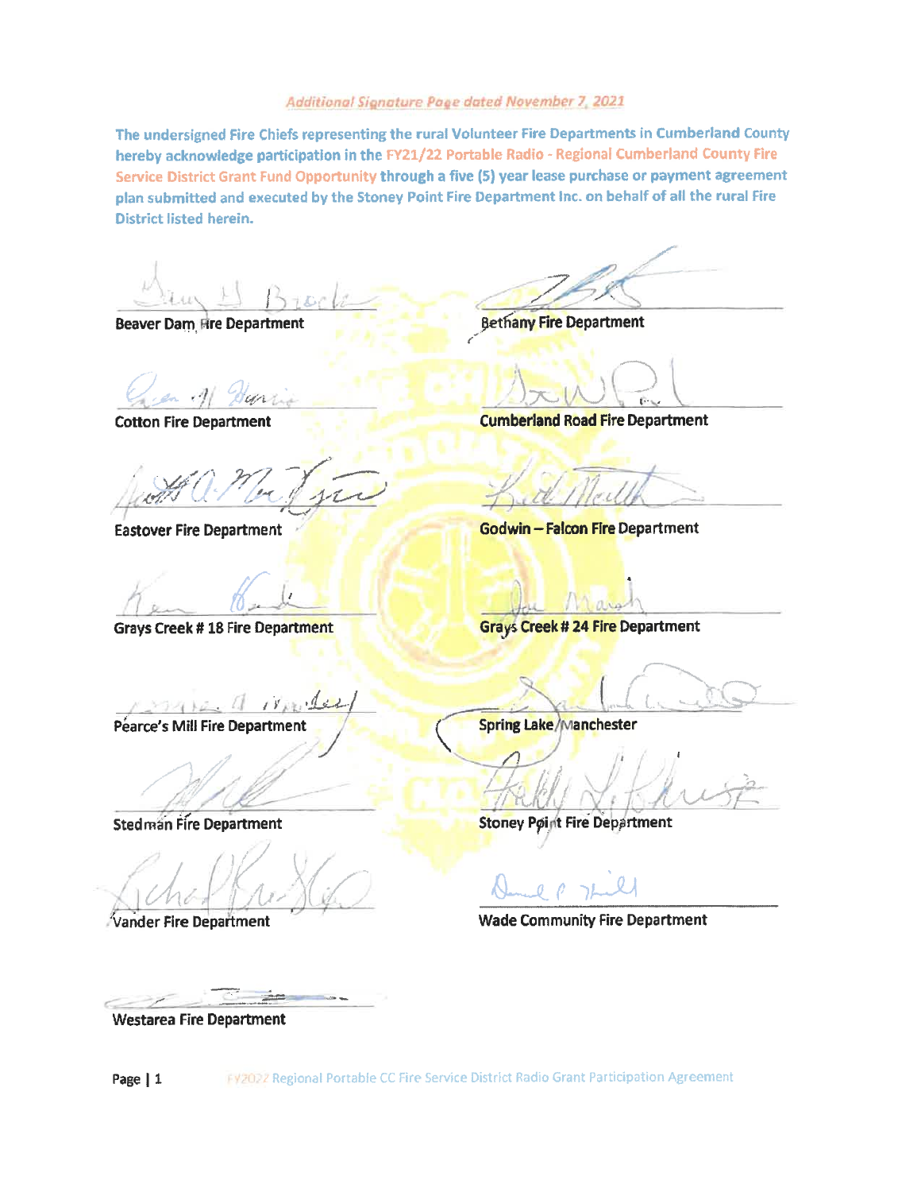*Additional Signature Page dated November 7, 2021*

**The undersigned Fire Chiefs representing the rural Volunteer Fire Departments in Cumberland County hereby acknowledge participation in the FY21/22 Portable Radio - Regional Cumberland County Fire Service District Grant Fund Opportunity through a five (5) year lease purchase or payment agreement plan submitted and executed by the Stoney Point Fire Department Inc. on behalf of all the rural Fire District listed herein.**

| | |
|---|---|
| **Beaver Dam Fire Department** | **Bethany Fire Department** |
| **Cotton Fire Department** | **Cumberland Road Fire Department** |
| **Eastover Fire Department** | **Godwin – Falcon Fire Department** |
| **Grays Creek # 18 Fire Department** | **Grays Creek # 24 Fire Department** |
| **Pearce's Mill Fire Department** | **Spring Lake/Manchester** |
| **Stedman Fire Department** | **Stoney Point Fire Department** |
| **Vander Fire Department** | **Wade Community Fire Department** |
| **Westarea Fire Department** | |

FY2022 Regional Portable CC Fire Service District Radio Grant Participation Agreement